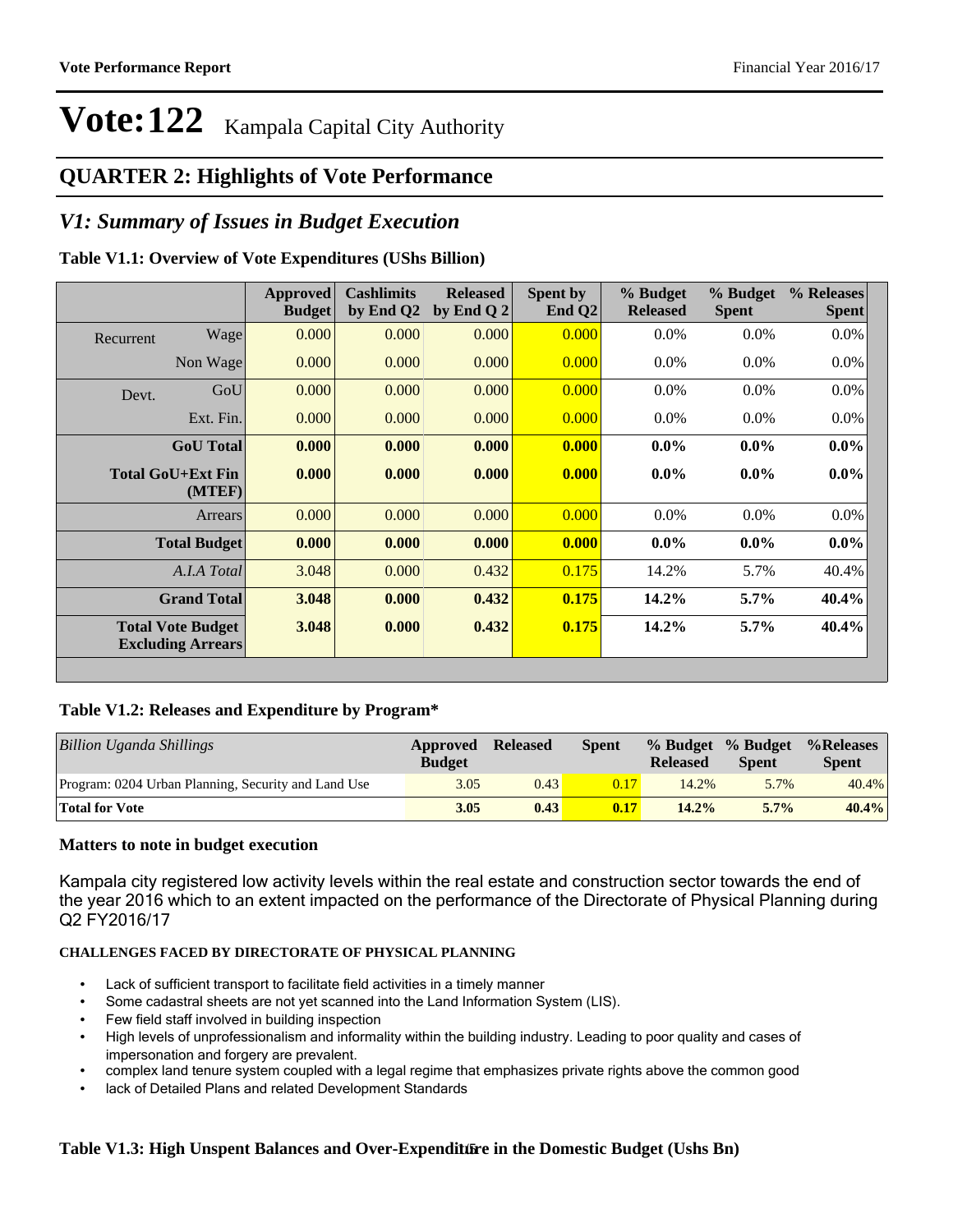# Vote:122 Kampala Capital City Authority

## QUARTER 2: Highlights of Vote Performance

## *V1: Summary of Issues in Budget Execution*

**Table V1.1: Overview of Vote Expenditures (UShs Billion)**

| | | Approved Budget | Cashlimits by End Q2 | Released by End Q 2 | Spent by End Q2 | % Budget Released | % Budget Spent | % Releases Spent |
|---|---|---|---|---|---|---|---|---|
| Recurrent | Wage | 0.000 | 0.000 | 0.000 | 0.000 | 0.0% | 0.0% | 0.0% |
| | Non Wage | 0.000 | 0.000 | 0.000 | 0.000 | 0.0% | 0.0% | 0.0% |
| Devt. | GoU | 0.000 | 0.000 | 0.000 | 0.000 | 0.0% | 0.0% | 0.0% |
| | Ext. Fin. | 0.000 | 0.000 | 0.000 | 0.000 | 0.0% | 0.0% | 0.0% |
| | **GoU Total** | **0.000** | **0.000** | **0.000** | **0.000** | **0.0%** | **0.0%** | **0.0%** |
| | **Total GoU+Ext Fin (MTEF)** | **0.000** | **0.000** | **0.000** | **0.000** | **0.0%** | **0.0%** | **0.0%** |
| | Arrears | 0.000 | 0.000 | 0.000 | 0.000 | 0.0% | 0.0% | 0.0% |
| | **Total Budget** | **0.000** | **0.000** | **0.000** | **0.000** | **0.0%** | **0.0%** | **0.0%** |
| | *A.I.A Total* | 3.048 | 0.000 | 0.432 | 0.175 | 14.2% | 5.7% | 40.4% |
| | **Grand Total** | **3.048** | **0.000** | **0.432** | **0.175** | **14.2%** | **5.7%** | **40.4%** |
| | **Total Vote Budget Excluding Arrears** | **3.048** | **0.000** | **0.432** | **0.175** | **14.2%** | **5.7%** | **40.4%** |

**Table V1.2: Releases and Expenditure by Program***

| *Billion Uganda Shillings* | Approved Budget | Released | Spent | % Budget Released | % Budget Spent | %Releases Spent |
|---|---|---|---|---|---|---|
| Program: 0204 Urban Planning, Security and Land Use | 3.05 | 0.43 | 0.17 | 14.2% | 5.7% | 40.4% |
| **Total for Vote** | **3.05** | **0.43** | **0.17** | **14.2%** | **5.7%** | **40.4%** |

**Matters to note in budget execution**

Kampala city registered low activity levels within the real estate and construction sector towards the end of the year 2016 which to an extent impacted on the performance of the Directorate of Physical Planning during Q2 FY2016/17

**CHALLENGES FACED BY DIRECTORATE OF PHYSICAL PLANNING**

- Lack of sufficient transport to facilitate field activities in a timely manner
- Some cadastral sheets are not yet scanned into the Land Information System (LIS).
- Few field staff involved in building inspection
- High levels of unprofessionalism and informality within the building industry. Leading to poor quality and cases of impersonation and forgery are prevalent.
- complex land tenure system coupled with a legal regime that emphasizes private rights above the common good
- lack of Detailed Plans and related Development Standards

**Table V1.3: High Unspent Balances and Over-Expenditure in the Domestic Budget (Ushs Bn)**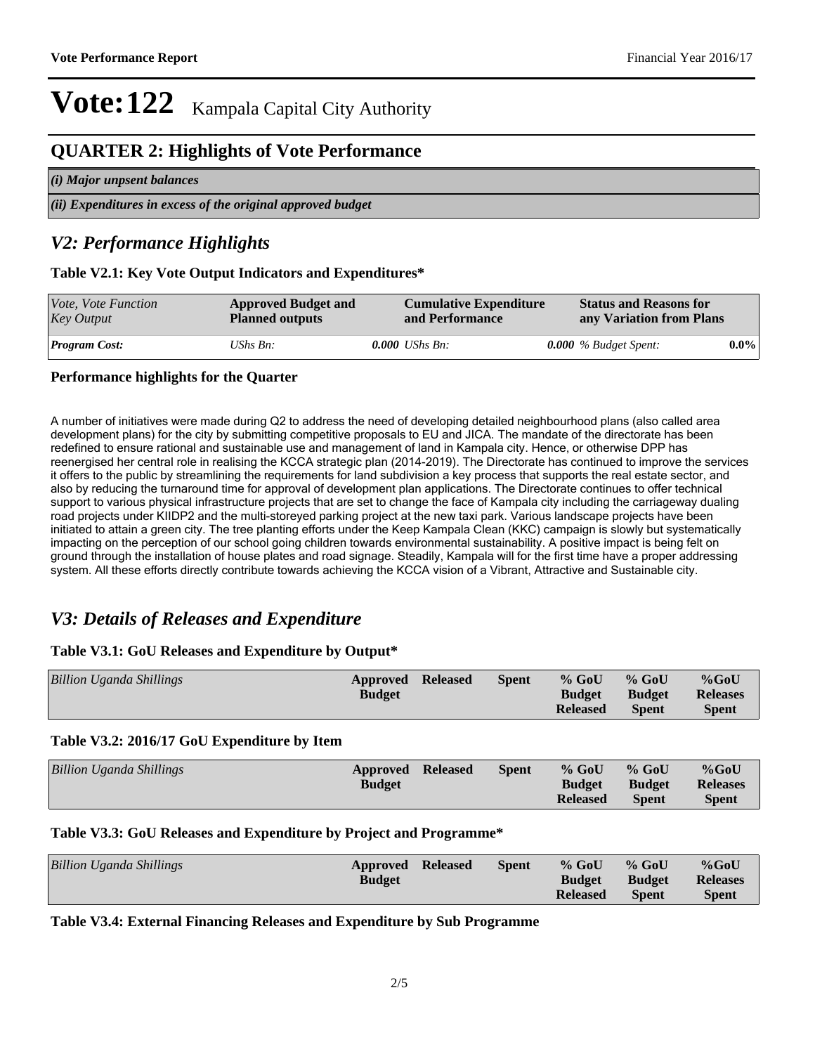# Vote:122 Kampala Capital City Authority

## QUARTER 2: Highlights of Vote Performance

*(i) Major unpsent balances*

*(ii) Expenditures in excess of the original approved budget*

## *V2: Performance Highlights*

### Table V2.1: Key Vote Output Indicators and Expenditures*

| *Vote, Vote Function Key Output* | **Approved Budget and Planned outputs** | | **Cumulative Expenditure and Performance** | | **Status and Reasons for any Variation from Plans** | |
|---|---|---|---|---|---|---|
| ***Program Cost:*** | *UShs Bn:* | ***0.000*** | *UShs Bn:* | ***0.000*** | *% Budget Spent:* | **0.0%** |

### Performance highlights for the Quarter

A number of initiatives were made during Q2 to address the need of developing detailed neighbourhood plans (also called area development plans) for the city by submitting competitive proposals to EU and JICA. The mandate of the directorate has been redefined to ensure rational and sustainable use and management of land in Kampala city. Hence, or otherwise DPP has reenergised her central role in realising the KCCA strategic plan (2014-2019). The Directorate has continued to improve the services it offers to the public by streamlining the requirements for land subdivision a key process that supports the real estate sector, and also by reducing the turnaround time for approval of development plan applications. The Directorate continues to offer technical support to various physical infrastructure projects that are set to change the face of Kampala city including the carriageway dualing road projects under KIIDP2 and the multi-storeyed parking project at the new taxi park. Various landscape projects have been initiated to attain a green city. The tree planting efforts under the Keep Kampala Clean (KKC) campaign is slowly but systematically impacting on the perception of our school going children towards environmental sustainability. A positive impact is being felt on ground through the installation of house plates and road signage. Steadily, Kampala will for the first time have a proper addressing system. All these efforts directly contribute towards achieving the KCCA vision of a Vibrant, Attractive and Sustainable city.

## *V3: Details of Releases and Expenditure*

### Table V3.1: GoU Releases and Expenditure by Output*

| *Billion Uganda Shillings* | **Approved Budget** | **Released** | **Spent** | **% GoU Budget Released** | **% GoU Budget Spent** | **%GoU Releases Spent** |
|---|---|---|---|---|---|---|

### Table V3.2: 2016/17 GoU Expenditure by Item

| *Billion Uganda Shillings* | **Approved Budget** | **Released** | **Spent** | **% GoU Budget Released** | **% GoU Budget Spent** | **%GoU Releases Spent** |
|---|---|---|---|---|---|---|

### Table V3.3: GoU Releases and Expenditure by Project and Programme*

| *Billion Uganda Shillings* | **Approved Budget** | **Released** | **Spent** | **% GoU Budget Released** | **% GoU Budget Spent** | **%GoU Releases Spent** |
|---|---|---|---|---|---|---|

### Table V3.4: External Financing Releases and Expenditure by Sub Programme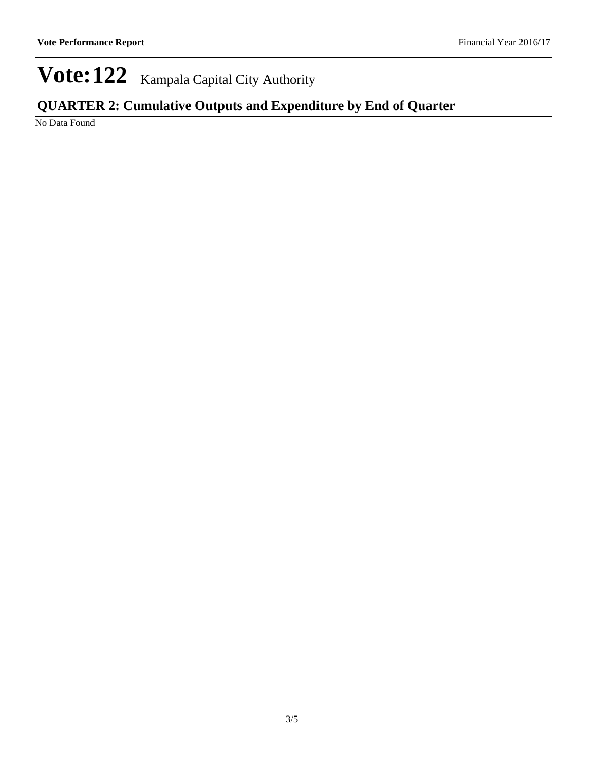# Vote:122 Kampala Capital City Authority

## QUARTER 2: Cumulative Outputs and Expenditure by End of Quarter

No Data Found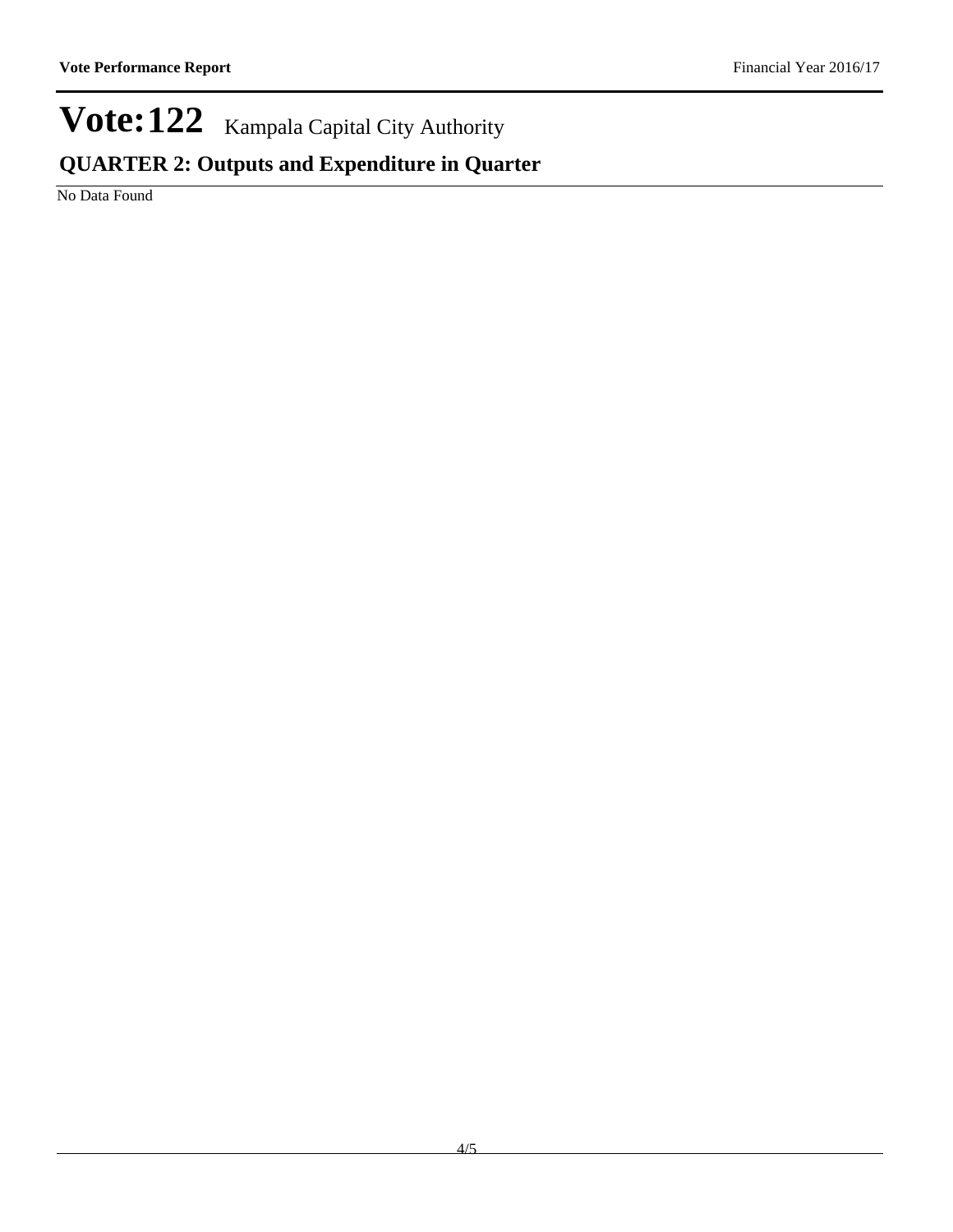# Vote:122 Kampala Capital City Authority

## QUARTER 2: Outputs and Expenditure in Quarter

No Data Found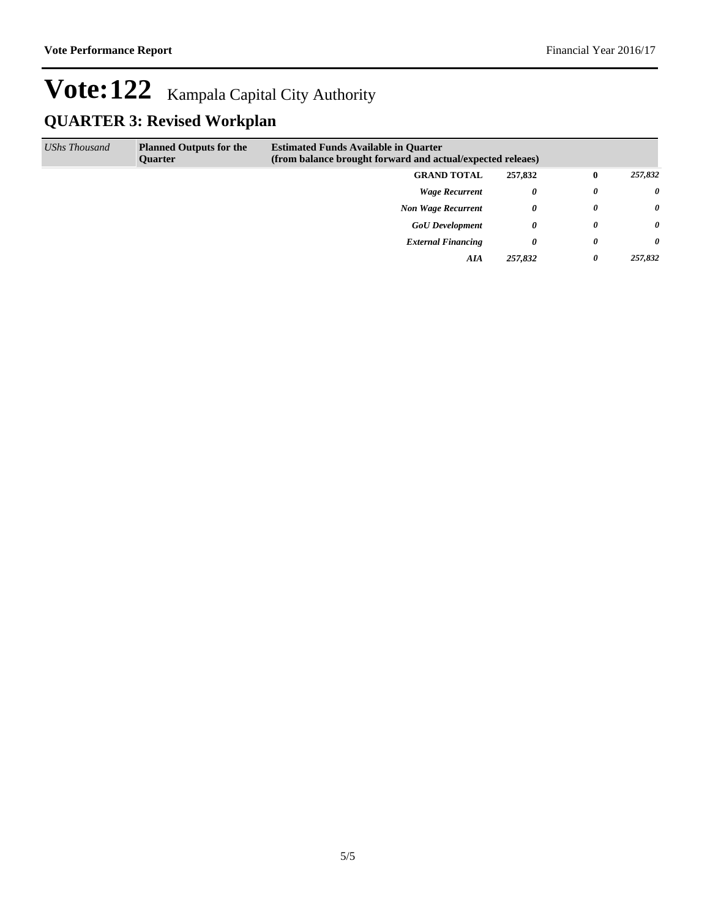# Vote:122 Kampala Capital City Authority

## QUARTER 3: Revised Workplan

| *UShs Thousand* | **Planned Outputs for the Quarter** | **Estimated Funds Available in Quarter (from balance brought forward and actual/expected releaes)** | | | |
|---|---|---|---|---|---|
| | | **GRAND TOTAL** | **257,832** | **0** | ***257,832*** |
| | | ***Wage Recurrent*** | ***0*** | ***0*** | ***0*** |
| | | ***Non Wage Recurrent*** | ***0*** | ***0*** | ***0*** |
| | | ***GoU Development*** | ***0*** | ***0*** | ***0*** |
| | | ***External Financing*** | ***0*** | ***0*** | ***0*** |
| | | ***AIA*** | ***257,832*** | ***0*** | ***257,832*** |